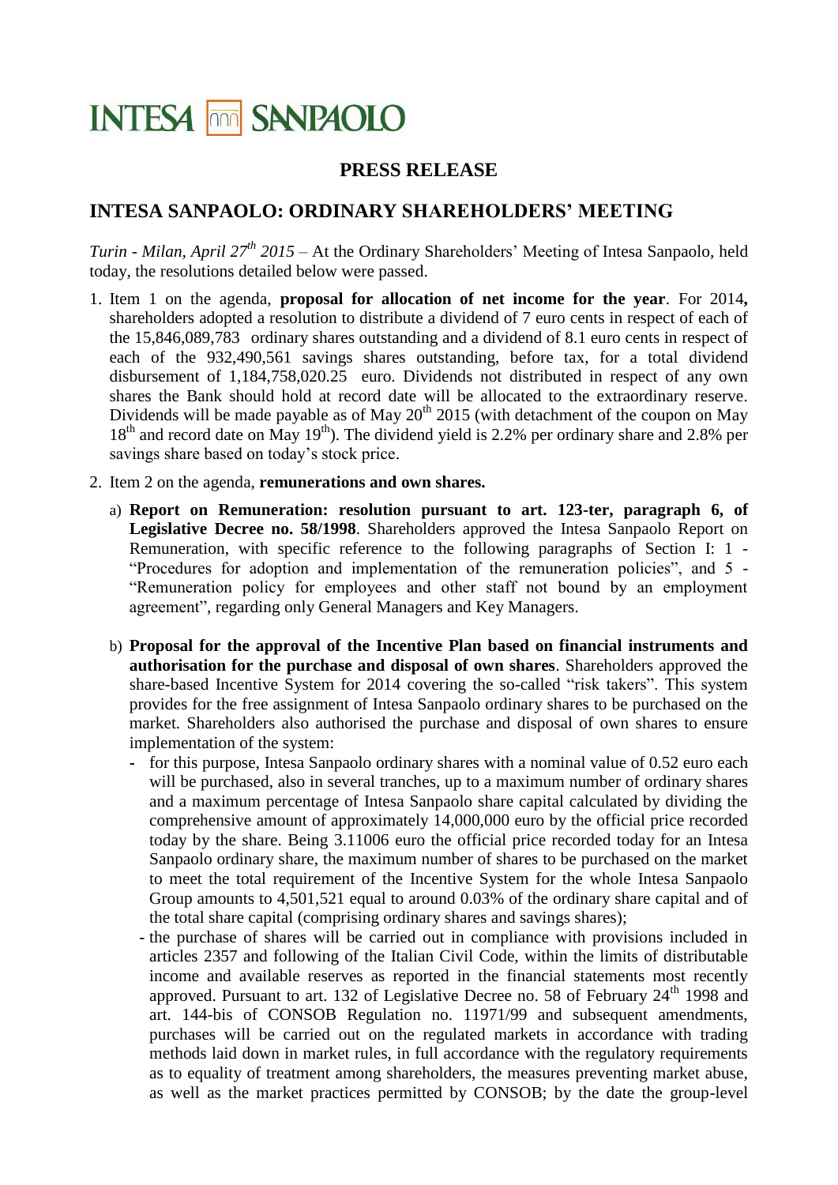INTESA SANPAOLO

## PRESS RELEASE

# INTESA SANPAOLO: ORDINARY SHAREHOLDERS' MEETING

*Turin - Milan, April 27th 2015* – At the Ordinary Shareholders' Meeting of Intesa Sanpaolo, held today, the resolutions detailed below were passed.

1. Item 1 on the agenda, **proposal for allocation of net income for the year**. For 2014**,** shareholders adopted a resolution to distribute a dividend of 7 euro cents in respect of each of the 15,846,089,783 ordinary shares outstanding and a dividend of 8.1 euro cents in respect of each of the 932,490,561 savings shares outstanding, before tax, for a total dividend disbursement of 1,184,758,020.25 euro. Dividends not distributed in respect of any own shares the Bank should hold at record date will be allocated to the extraordinary reserve. Dividends will be made payable as of May 20th 2015 (with detachment of the coupon on May 18th and record date on May 19th). The dividend yield is 2.2% per ordinary share and 2.8% per savings share based on today's stock price.

2. Item 2 on the agenda, **remunerations and own shares.**

   a) **Report on Remuneration: resolution pursuant to art. 123-ter, paragraph 6, of Legislative Decree no. 58/1998**. Shareholders approved the Intesa Sanpaolo Report on Remuneration, with specific reference to the following paragraphs of Section I: 1 - "Procedures for adoption and implementation of the remuneration policies", and 5 - "Remuneration policy for employees and other staff not bound by an employment agreement", regarding only General Managers and Key Managers.

   b) **Proposal for the approval of the Incentive Plan based on financial instruments and authorisation for the purchase and disposal of own shares**. Shareholders approved the share-based Incentive System for 2014 covering the so-called "risk takers". This system provides for the free assignment of Intesa Sanpaolo ordinary shares to be purchased on the market. Shareholders also authorised the purchase and disposal of own shares to ensure implementation of the system:

      - for this purpose, Intesa Sanpaolo ordinary shares with a nominal value of 0.52 euro each will be purchased, also in several tranches, up to a maximum number of ordinary shares and a maximum percentage of Intesa Sanpaolo share capital calculated by dividing the comprehensive amount of approximately 14,000,000 euro by the official price recorded today by the share. Being 3.11006 euro the official price recorded today for an Intesa Sanpaolo ordinary share, the maximum number of shares to be purchased on the market to meet the total requirement of the Incentive System for the whole Intesa Sanpaolo Group amounts to 4,501,521 equal to around 0.03% of the ordinary share capital and of the total share capital (comprising ordinary shares and savings shares);
      - the purchase of shares will be carried out in compliance with provisions included in articles 2357 and following of the Italian Civil Code, within the limits of distributable income and available reserves as reported in the financial statements most recently approved. Pursuant to art. 132 of Legislative Decree no. 58 of February 24th 1998 and art. 144-bis of CONSOB Regulation no. 11971/99 and subsequent amendments, purchases will be carried out on the regulated markets in accordance with trading methods laid down in market rules, in full accordance with the regulatory requirements as to equality of treatment among shareholders, the measures preventing market abuse, as well as the market practices permitted by CONSOB; by the date the group-level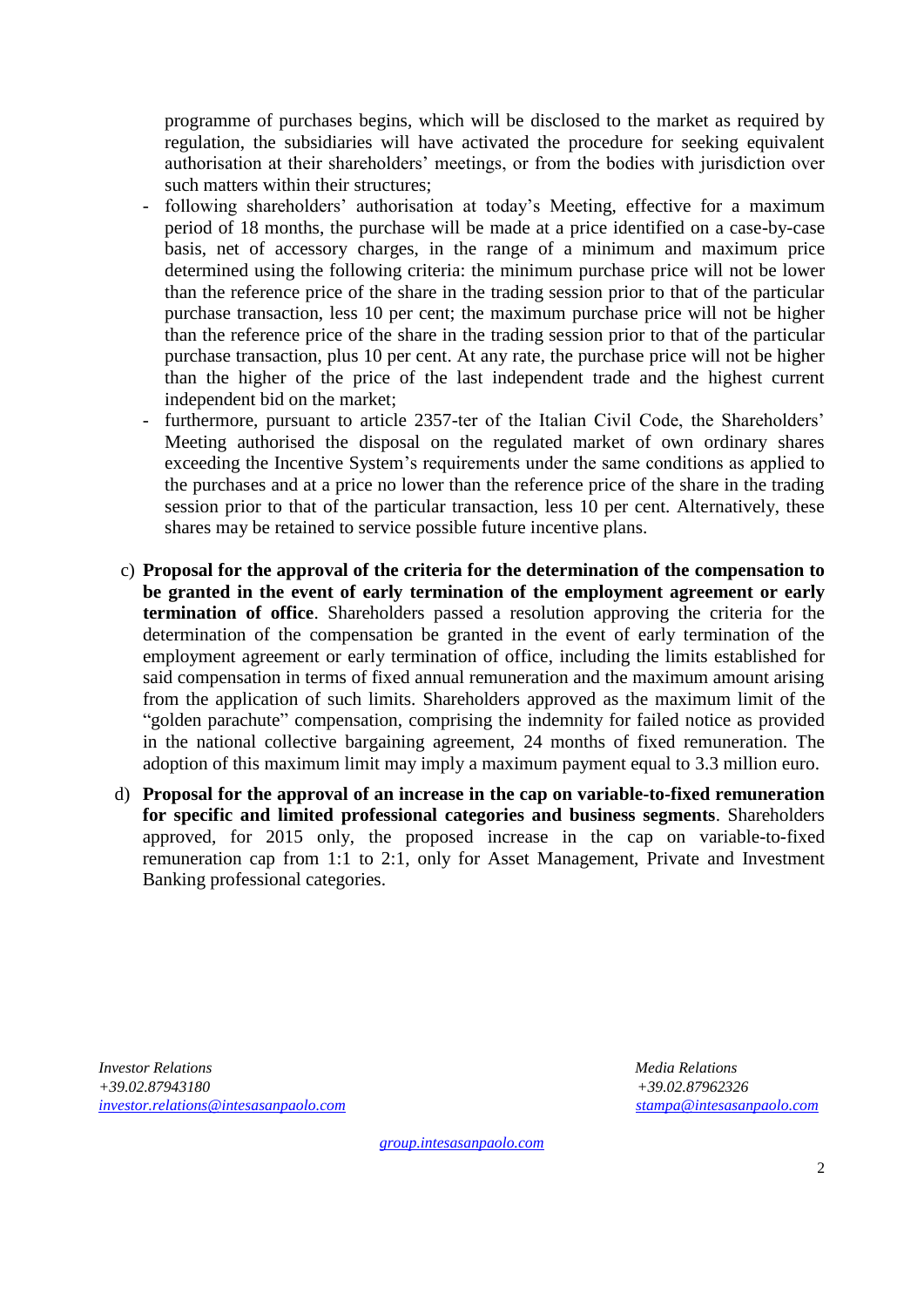programme of purchases begins, which will be disclosed to the market as required by regulation, the subsidiaries will have activated the procedure for seeking equivalent authorisation at their shareholders' meetings, or from the bodies with jurisdiction over such matters within their structures;

- following shareholders' authorisation at today's Meeting, effective for a maximum period of 18 months, the purchase will be made at a price identified on a case-by-case basis, net of accessory charges, in the range of a minimum and maximum price determined using the following criteria: the minimum purchase price will not be lower than the reference price of the share in the trading session prior to that of the particular purchase transaction, less 10 per cent; the maximum purchase price will not be higher than the reference price of the share in the trading session prior to that of the particular purchase transaction, plus 10 per cent. At any rate, the purchase price will not be higher than the higher of the price of the last independent trade and the highest current independent bid on the market;
- furthermore, pursuant to article 2357-ter of the Italian Civil Code, the Shareholders' Meeting authorised the disposal on the regulated market of own ordinary shares exceeding the Incentive System's requirements under the same conditions as applied to the purchases and at a price no lower than the reference price of the share in the trading session prior to that of the particular transaction, less 10 per cent. Alternatively, these shares may be retained to service possible future incentive plans.

c) **Proposal for the approval of the criteria for the determination of the compensation to be granted in the event of early termination of the employment agreement or early termination of office**. Shareholders passed a resolution approving the criteria for the determination of the compensation be granted in the event of early termination of the employment agreement or early termination of office, including the limits established for said compensation in terms of fixed annual remuneration and the maximum amount arising from the application of such limits. Shareholders approved as the maximum limit of the "golden parachute" compensation, comprising the indemnity for failed notice as provided in the national collective bargaining agreement, 24 months of fixed remuneration. The adoption of this maximum limit may imply a maximum payment equal to 3.3 million euro.

d) **Proposal for the approval of an increase in the cap on variable-to-fixed remuneration for specific and limited professional categories and business segments**. Shareholders approved, for 2015 only, the proposed increase in the cap on variable-to-fixed remuneration cap from 1:1 to 2:1, only for Asset Management, Private and Investment Banking professional categories.

*Investor Relations*
*+39.02.87943180*
*investor.relations@intesasanpaolo.com*

*Media Relations*
*+39.02.87962326*
*stampa@intesasanpaolo.com*

*group.intesasanpaolo.com*